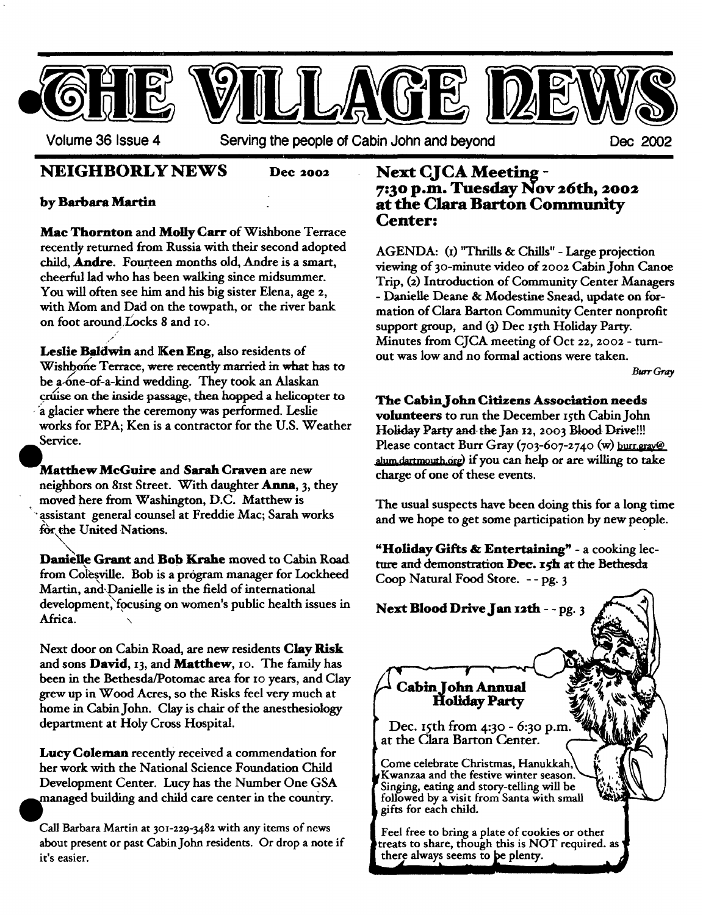# THE VILLAGE NEWS

Volume 36 Issue 4 — Serving the people of Cabin John and beyond — Dec 2002

## NEIGHBORLY NEWS

Dec 2002

**by Barbara Martin**

**Mac Thornton** and **Molly Carr** of Wishbone Terrace recently returned from Russia with their second adopted child, **Andre**. Fourteen months old, Andre is a smart, cheerful lad who has been walking since midsummer. You will often see him and his big sister Elena, age 2, with Mom and Dad on the towpath, or the river bank on foot around Locks 8 and 10.

**Leslie Baldwin** and **Ken Eng**, also residents of Wishbone Terrace, were recently married in what has to be a one-of-a-kind wedding. They took an Alaskan cruise on the inside passage, then hopped a helicopter to a glacier where the ceremony was performed. Leslie works for EPA; Ken is a contractor for the U.S. Weather Service.

**Matthew McGuire** and **Sarah Craven** are new neighbors on 81st Street. With daughter **Anna**, 3, they moved here from Washington, D.C. Matthew is assistant general counsel at Freddie Mac; Sarah works for the United Nations.

**Danielle Grant** and **Bob Krahe** moved to Cabin Road from Colesville. Bob is a program manager for Lockheed Martin, and Danielle is in the field of international development, focusing on women's public health issues in Africa.

Next door on Cabin Road, are new residents **Clay Risk** and sons **David**, 13, and **Matthew**, 10. The family has been in the Bethesda/Potomac area for 10 years, and Clay grew up in Wood Acres, so the Risks feel very much at home in Cabin John. Clay is chair of the anesthesiology department at Holy Cross Hospital.

**Lucy Coleman** recently received a commendation for her work with the National Science Foundation Child Development Center. Lucy has the Number One GSA managed building and child care center in the country.

Call Barbara Martin at 301-229-3482 with any items of news about present or past Cabin John residents. Or drop a note if it's easier.

## Next CJCA Meeting - 7:30 p.m. Tuesday Nov 26th, 2002 at the Clara Barton Community Center:

AGENDA: (1) "Thrills & Chills" - Large projection viewing of 30-minute video of 2002 Cabin John Canoe Trip, (2) Introduction of Community Center Managers - Danielle Deane & Modestine Snead, update on formation of Clara Barton Community Center nonprofit support group, and (3) Dec 15th Holiday Party. Minutes from CJCA meeting of Oct 22, 2002 - turnout was low and no formal actions were taken.

*Burr Gray*

**The Cabin John Citizens Association needs volunteers** to run the December 15th Cabin John Holiday Party and the Jan 12, 2003 Blood Drive!!! Please contact Burr Gray (703-607-2740 (w) burr.gray@alum.dartmouth.org) if you can help or are willing to take charge of one of these events.

The usual suspects have been doing this for a long time and we hope to get some participation by new people.

**"Holiday Gifts & Entertaining"** - a cooking lecture and demonstration **Dec. 15h** at the Bethesda Coop Natural Food Store. -- pg. 3

**Next Blood Drive Jan 12th** -- pg. 3

### Cabin John Annual Holiday Party

Dec. 15th from 4:30 - 6:30 p.m. at the Clara Barton Center.

Come celebrate Christmas, Hanukkah, Kwanzaa and the festive winter season. Singing, eating and story-telling will be followed by a visit from Santa with small gifts for each child.

Feel free to bring a plate of cookies or other treats to share, though this is NOT required. as there always seems to be plenty.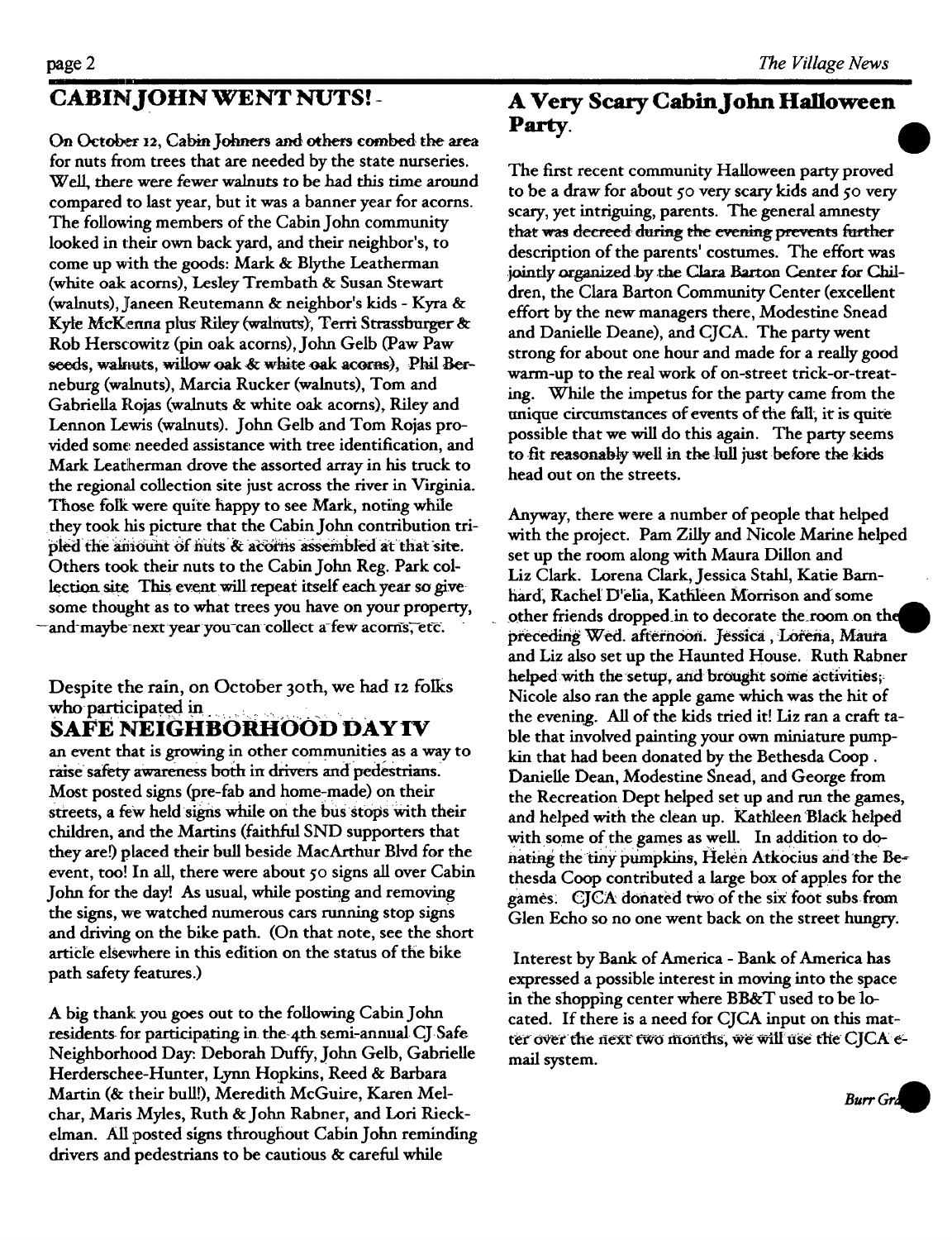## CABIN JOHN WENT NUTS!

On October 12, Cabin Johners and others combed the area for nuts from trees that are needed by the state nurseries. Well, there were fewer walnuts to be had this time around compared to last year, but it was a banner year for acorns. The following members of the Cabin John community looked in their own back yard, and their neighbor's, to come up with the goods: Mark & Blythe Leatherman (white oak acorns), Lesley Trembath & Susan Stewart (walnuts), Janeen Reutemann & neighbor's kids - Kyra & Kyle McKenna plus Riley (walnuts), Terri Strassburger & Rob Herscowitz (pin oak acorns), John Gelb (Paw Paw seeds, walnuts, willow oak & white oak acorns), Phil Berneburg (walnuts), Marcia Rucker (walnuts), Tom and Gabriella Rojas (walnuts & white oak acorns), Riley and Lennon Lewis (walnuts). John Gelb and Tom Rojas provided some needed assistance with tree identification, and Mark Leatherman drove the assorted array in his truck to the regional collection site just across the river in Virginia. Those folk were quite happy to see Mark, noting while they took his picture that the Cabin John contribution tripled the amount of nuts & acorns assembled at that site. Others took their nuts to the Cabin John Reg. Park collection site This event will repeat itself each year so give some thought as to what trees you have on your property, and maybe next year you can collect a few acorns, etc.

Despite the rain, on October 30th, we had 12 folks who participated in

## SAFE NEIGHBORHOOD DAY IV

an event that is growing in other communities as a way to raise safety awareness both in drivers and pedestrians. Most posted signs (pre-fab and home-made) on their streets, a few held signs while on the bus stops with their children, and the Martins (faithful SND supporters that they are!) placed their bull beside MacArthur Blvd for the event, too! In all, there were about 50 signs all over Cabin John for the day! As usual, while posting and removing the signs, we watched numerous cars running stop signs and driving on the bike path. (On that note, see the short article elsewhere in this edition on the status of the bike path safety features.)

A big thank you goes out to the following Cabin John residents for participating in the 4th semi-annual CJ Safe Neighborhood Day: Deborah Duffy, John Gelb, Gabrielle Herderschee-Hunter, Lynn Hopkins, Reed & Barbara Martin (& their bull!), Meredith McGuire, Karen Melchar, Maris Myles, Ruth & John Rabner, and Lori Rieckelman. All posted signs throughout Cabin John reminding drivers and pedestrians to be cautious & careful while

## A Very Scary Cabin John Halloween Party.

The first recent community Halloween party proved to be a draw for about 50 very scary kids and 50 very scary, yet intriguing, parents. The general amnesty that was decreed during the evening prevents further description of the parents' costumes. The effort was jointly organized by the Clara Barton Center for Children, the Clara Barton Community Center (excellent effort by the new managers there, Modestine Snead and Danielle Deane), and CJCA. The party went strong for about one hour and made for a really good warm-up to the real work of on-street trick-or-treating. While the impetus for the party came from the unique circumstances of events of the fall, it is quite possible that we will do this again. The party seems to fit reasonably well in the lull just before the kids head out on the streets.

Anyway, there were a number of people that helped with the project. Pam Zilly and Nicole Marine helped set up the room along with Maura Dillon and Liz Clark. Lorena Clark, Jessica Stahl, Katie Barnhard, Rachel D'elia, Kathleen Morrison and some other friends dropped in to decorate the room on the preceding Wed. afternoon. Jessica , Lorena, Maura and Liz also set up the Haunted House. Ruth Rabner helped with the setup, and brought some activities; Nicole also ran the apple game which was the hit of the evening. All of the kids tried it! Liz ran a craft table that involved painting your own miniature pumpkin that had been donated by the Bethesda Coop . Danielle Dean, Modestine Snead, and George from the Recreation Dept helped set up and run the games, and helped with the clean up. Kathleen Black helped with some of the games as well. In addition to donating the tiny pumpkins, Helen Atkocius and the Bethesda Coop contributed a large box of apples for the games. CJCA donated two of the six foot subs from Glen Echo so no one went back on the street hungry.

Interest by Bank of America - Bank of America has expressed a possible interest in moving into the space in the shopping center where BB&T used to be located. If there is a need for CJCA input on this matter over the next two months, we will use the CJCA e-mail system.

*Burr Gr*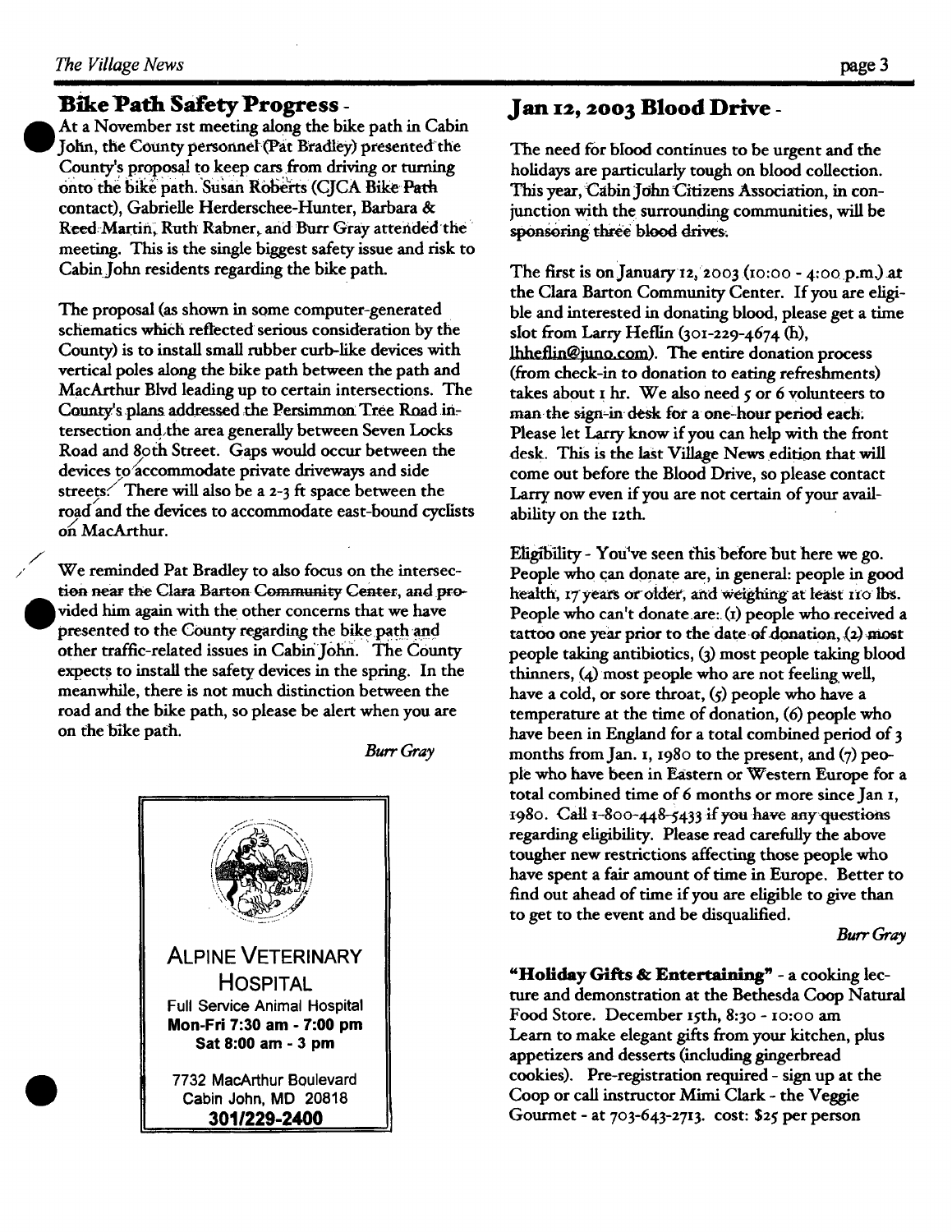## Bike Path Safety Progress -

At a November 1st meeting along the bike path in Cabin John, the County personnel (Pat Bradley) presented the County's proposal to keep cars from driving or turning onto the bike path. Susan Roberts (CJCA Bike Path contact), Gabrielle Herderschee-Hunter, Barbara & Reed Martin, Ruth Rabner, and Burr Gray attended the meeting. This is the single biggest safety issue and risk to Cabin John residents regarding the bike path.

The proposal (as shown in some computer-generated schematics which reflected serious consideration by the County) is to install small rubber curb-like devices with vertical poles along the bike path between the path and MacArthur Blvd leading up to certain intersections. The County's plans addressed the Persimmon Tree Road intersection and the area generally between Seven Locks Road and 80th Street. Gaps would occur between the devices to accommodate private driveways and side streets. There will also be a 2-3 ft space between the road and the devices to accommodate east-bound cyclists on MacArthur.

We reminded Pat Bradley to also focus on the intersection near the Clara Barton Community Center, and provided him again with the other concerns that we have presented to the County regarding the bike path and other traffic-related issues in Cabin John. The County expects to install the safety devices in the spring. In the meanwhile, there is not much distinction between the road and the bike path, so please be alert when you are on the bike path.

*Burr Gray*

ALPINE VETERINARY HOSPITAL
Full Service Animal Hospital
**Mon-Fri 7:30 am - 7:00 pm**
**Sat 8:00 am - 3 pm**

7732 MacArthur Boulevard
Cabin John, MD 20818
**301/229-2400**

## Jan 12, 2003 Blood Drive -

The need for blood continues to be urgent and the holidays are particularly tough on blood collection. This year, Cabin John Citizens Association, in conjunction with the surrounding communities, will be sponsoring three blood drives.

The first is on January 12, 2003 (10:00 - 4:00 p.m.) at the Clara Barton Community Center. If you are eligible and interested in donating blood, please get a time slot from Larry Heflin (301-229-4674 (h), lhheflin@juno.com). The entire donation process (from check-in to donation to eating refreshments) takes about 1 hr. We also need 5 or 6 volunteers to man the sign-in desk for a one-hour period each. Please let Larry know if you can help with the front desk. This is the last Village News edition that will come out before the Blood Drive, so please contact Larry now even if you are not certain of your availability on the 12th.

Eligibility - You've seen this before but here we go. People who can donate are, in general: people in good health, 17 years or older, and weighing at least 110 lbs. People who can't donate are: (1) people who received a tattoo one year prior to the date of donation, (2) most people taking antibiotics, (3) most people taking blood thinners, (4) most people who are not feeling well, have a cold, or sore throat, (5) people who have a temperature at the time of donation, (6) people who have been in England for a total combined period of 3 months from Jan. 1, 1980 to the present, and (7) people who have been in Eastern or Western Europe for a total combined time of 6 months or more since Jan 1, 1980. Call 1-800-448-5433 if you have any questions regarding eligibility. Please read carefully the above tougher new restrictions affecting those people who have spent a fair amount of time in Europe. Better to find out ahead of time if you are eligible to give than to get to the event and be disqualified.

*Burr Gray*

**"Holiday Gifts & Entertaining"** - a cooking lecture and demonstration at the Bethesda Coop Natural Food Store. December 15th, 8:30 - 10:00 am
Learn to make elegant gifts from your kitchen, plus appetizers and desserts (including gingerbread cookies). Pre-registration required - sign up at the Coop or call instructor Mimi Clark - the Veggie Gourmet - at 703-643-2713. cost: $25 per person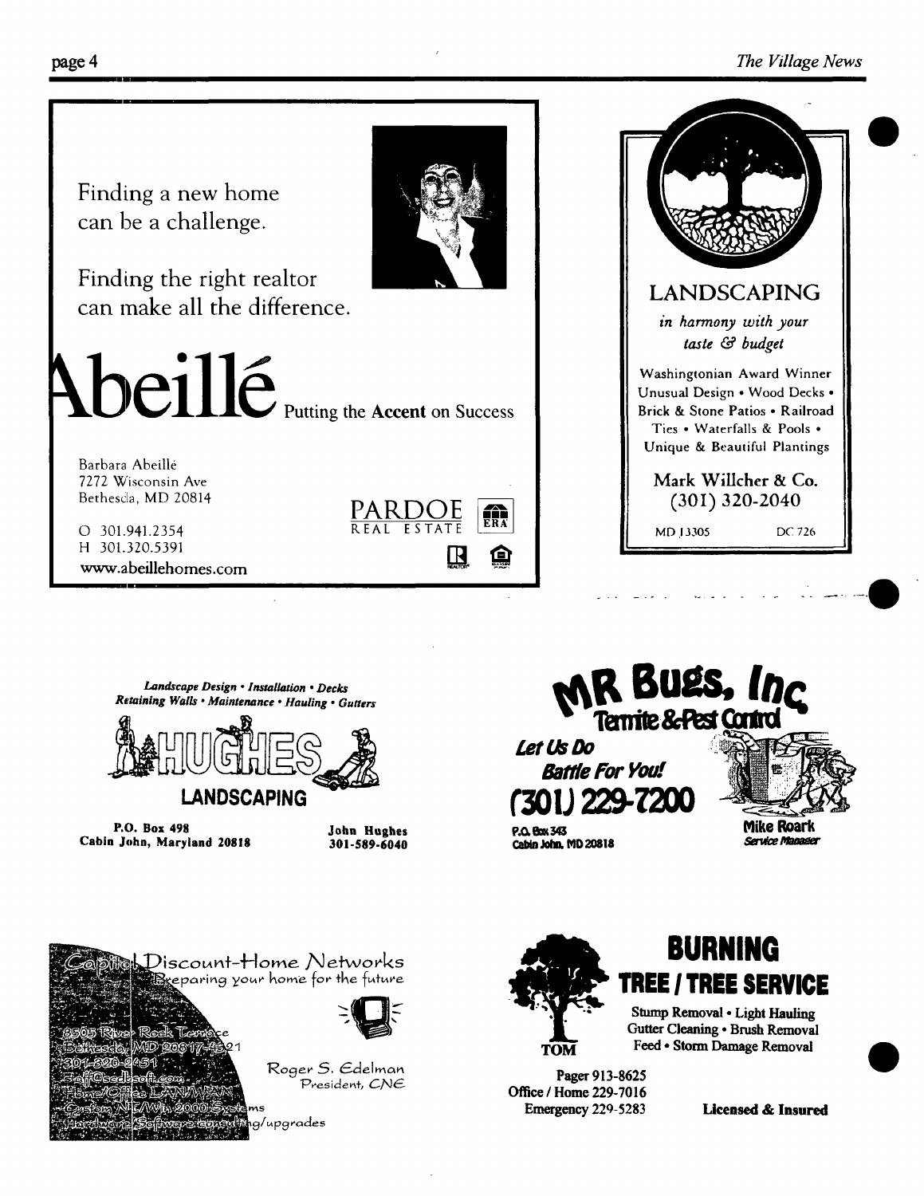Finding a new home
can be a challenge.

Finding the right realtor
can make all the difference.

**Abeillé** Putting the **Accent** on Success

Barbara Abeillé
7272 Wisconsin Ave
Bethesda, MD 20814

O 301.941.2354
H 301.320.5391
www.abeillehomes.com

PARDOE REAL ESTATE

---

## LANDSCAPING

*in harmony with your taste & budget*

Washingtonian Award Winner
Unusual Design • Wood Decks • Brick & Stone Patios • Railroad Ties • Waterfalls & Pools • Unique & Beautiful Plantings

Mark Willcher & Co.
(301) 320-2040

MD 13305 DC 726

---

*Landscape Design • Installation • Decks*
*Retaining Walls • Maintenance • Hauling • Gutters*

## HUGHES LANDSCAPING

**P.O. Box 498**
**Cabin John, Maryland 20818**

**John Hughes**
**301-589-6040**

---

## MR Bugs, Inc

**Termite & Pest Control**

***Let Us Do Battle For You!***

**(301) 229-7200**

**P.O. Box 343**
**Cabin John, MD 20818**

**Mike Roark**
***Service Manager***

---

## Capital Discount-Home Networks

Preparing your home for the future

8505 River Rock Terrace
Bethesda, MD 20817-4521
301-320-2451
Staff@csdsoft.com
Home/Office LAN/WAN
Custom NT/Win 2000 Systems
Hardware/Software consulting/upgrades

Roger S. Edelman
President, CNE

---

## BURNING TREE / TREE SERVICE

**TOM**

**Stump Removal • Light Hauling**
**Gutter Cleaning • Brush Removal**
**Feed • Storm Damage Removal**

**Pager 913-8625**
**Office / Home 229-7016**
**Emergency 229-5283**

**Licensed & Insured**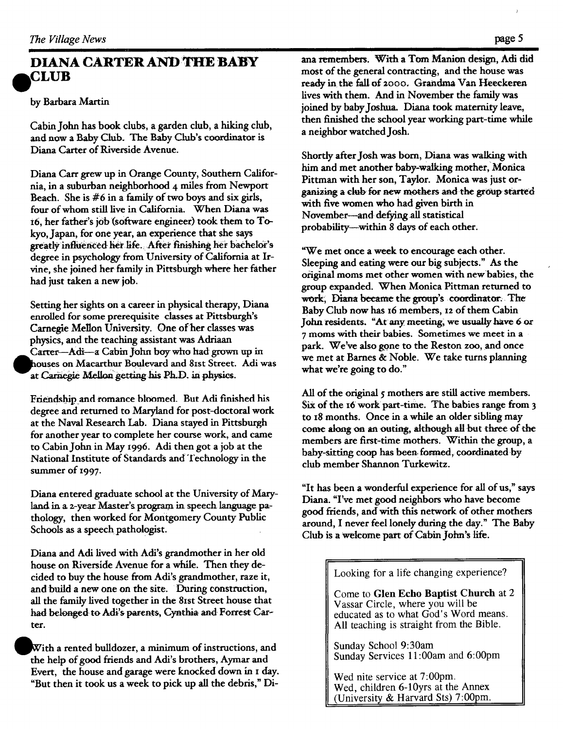## DIANA CARTER AND THE BABY CLUB

by Barbara Martin

Cabin John has book clubs, a garden club, a hiking club, and now a Baby Club. The Baby Club's coordinator is Diana Carter of Riverside Avenue.

Diana Carr grew up in Orange County, Southern California, in a suburban neighborhood 4 miles from Newport Beach. She is #6 in a family of two boys and six girls, four of whom still live in California. When Diana was 16, her father's job (software engineer) took them to Tokyo, Japan, for one year, an experience that she says greatly influenced her life. After finishing her bachelor's degree in psychology from University of California at Irvine, she joined her family in Pittsburgh where her father had just taken a new job.

Setting her sights on a career in physical therapy, Diana enrolled for some prerequisite classes at Pittsburgh's Carnegie Mellon University. One of her classes was physics, and the teaching assistant was Adriaan Carter—Adi—a Cabin John boy who had grown up in houses on Macarthur Boulevard and 81st Street. Adi was at Carnegie Mellon getting his Ph.D. in physics.

Friendship and romance bloomed. But Adi finished his degree and returned to Maryland for post-doctoral work at the Naval Research Lab. Diana stayed in Pittsburgh for another year to complete her course work, and came to Cabin John in May 1996. Adi then got a job at the National Institute of Standards and Technology in the summer of 1997.

Diana entered graduate school at the University of Maryland in a 2-year Master's program in speech language pathology, then worked for Montgomery County Public Schools as a speech pathologist.

Diana and Adi lived with Adi's grandmother in her old house on Riverside Avenue for a while. Then they decided to buy the house from Adi's grandmother, raze it, and build a new one on the site. During construction, all the family lived together in the 81st Street house that had belonged to Adi's parents, Cynthia and Forrest Carter.

With a rented bulldozer, a minimum of instructions, and the help of good friends and Adi's brothers, Aymar and Evert, the house and garage were knocked down in 1 day. "But then it took us a week to pick up all the debris," Diana remembers. With a Tom Manion design, Adi did most of the general contracting, and the house was ready in the fall of 2000. Grandma Van Heeckeren lives with them. And in November the family was joined by baby Joshua. Diana took maternity leave, then finished the school year working part-time while a neighbor watched Josh.

Shortly after Josh was born, Diana was walking with him and met another baby-walking mother, Monica Pittman with her son, Taylor. Monica was just organizing a club for new mothers and the group started with five women who had given birth in November—and defying all statistical probability—within 8 days of each other.

"We met once a week to encourage each other. Sleeping and eating were our big subjects." As the original moms met other women with new babies, the group expanded. When Monica Pittman returned to work, Diana became the group's coordinator. The Baby Club now has 16 members, 12 of them Cabin John residents. "At any meeting, we usually have 6 or 7 moms with their babies. Sometimes we meet in a park. We've also gone to the Reston zoo, and once we met at Barnes & Noble. We take turns planning what we're going to do."

All of the original 5 mothers are still active members. Six of the 16 work part-time. The babies range from 3 to 18 months. Once in a while an older sibling may come along on an outing, although all but three of the members are first-time mothers. Within the group, a baby-sitting coop has been formed, coordinated by club member Shannon Turkewitz.

"It has been a wonderful experience for all of us," says Diana. "I've met good neighbors who have become good friends, and with this network of other mothers around, I never feel lonely during the day." The Baby Club is a welcome part of Cabin John's life.

---

Looking for a life changing experience?

Come to **Glen Echo Baptist Church** at 2 Vassar Circle, where you will be educated as to what God's Word means. All teaching is straight from the Bible.

Sunday School 9:30am
Sunday Services 11:00am and 6:00pm

Wed nite service at 7:00pm.
Wed, children 6-10yrs at the Annex (University & Harvard Sts) 7:00pm.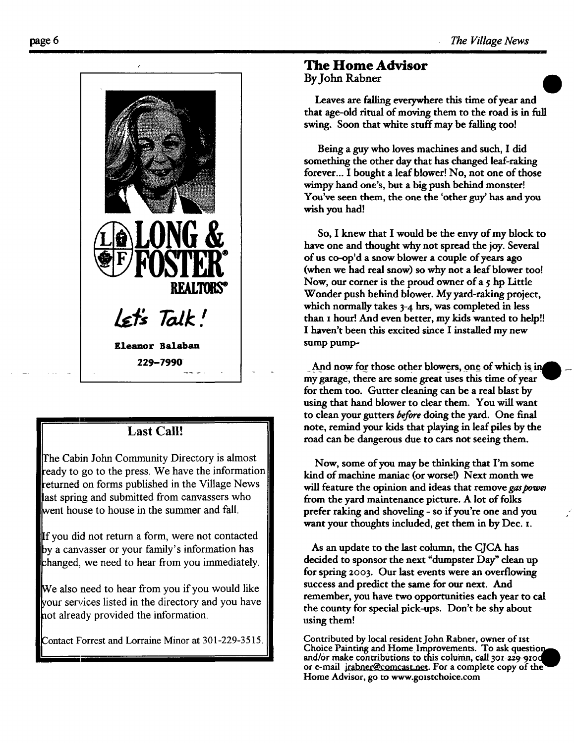LONG & FOSTER REALTORS®

*Let's Talk!*

**Eleanor Balaban**

**229-7990**

## Last Call!

The Cabin John Community Directory is almost ready to go to the press. We have the information returned on forms published in the Village News last spring and submitted from canvassers who went house to house in the summer and fall.

If you did not return a form, were not contacted by a canvasser or your family's information has changed, we need to hear from you immediately.

We also need to hear from you if you would like your services listed in the directory and you have not already provided the information.

Contact Forrest and Lorraine Minor at 301-229-3515.

## The Home Advisor

By John Rabner

Leaves are falling everywhere this time of year and that age-old ritual of moving them to the road is in full swing. Soon that white stuff may be falling too!

Being a guy who loves machines and such, I did something the other day that has changed leaf-raking forever... I bought a leaf blower! No, not one of those wimpy hand one's, but a big push behind monster! You've seen them, the one the 'other guy' has and you wish you had!

So, I knew that I would be the envy of my block to have one and thought why not spread the joy. Several of us co-op'd a snow blower a couple of years ago (when we had real snow) so why not a leaf blower too! Now, our corner is the proud owner of a 5 hp Little Wonder push behind blower. My yard-raking project, which normally takes 3-4 hrs, was completed in less than 1 hour! And even better, my kids wanted to help!! I haven't been this excited since I installed my new sump pump-

And now for those other blowers, one of which is in my garage, there are some great uses this time of year for them too. Gutter cleaning can be a real blast by using that hand blower to clear them. You will want to clean your gutters *before* doing the yard. One final note, remind your kids that playing in leaf piles by the road can be dangerous due to cars not seeing them.

Now, some of you may be thinking that I'm some kind of machine maniac (or worse!) Next month we will feature the opinion and ideas that remove *gas power* from the yard maintenance picture. A lot of folks prefer raking and shoveling - so if you're one and you want your thoughts included, get them in by Dec. 1.

As an update to the last column, the CJCA has decided to sponsor the next "dumpster Day" clean up for spring 2003. Our last events were an overflowing success and predict the same for our next. And remember, you have two opportunities each year to cal the county for special pick-ups. Don't be shy about using them!

Contributed by local resident John Rabner, owner of 1st Choice Painting and Home Improvements. To ask questions and/or make contributions to this column, call 301-229-9100 or e-mail jrabner@comcast.net. For a complete copy of the Home Advisor, go to www.go1stchoice.com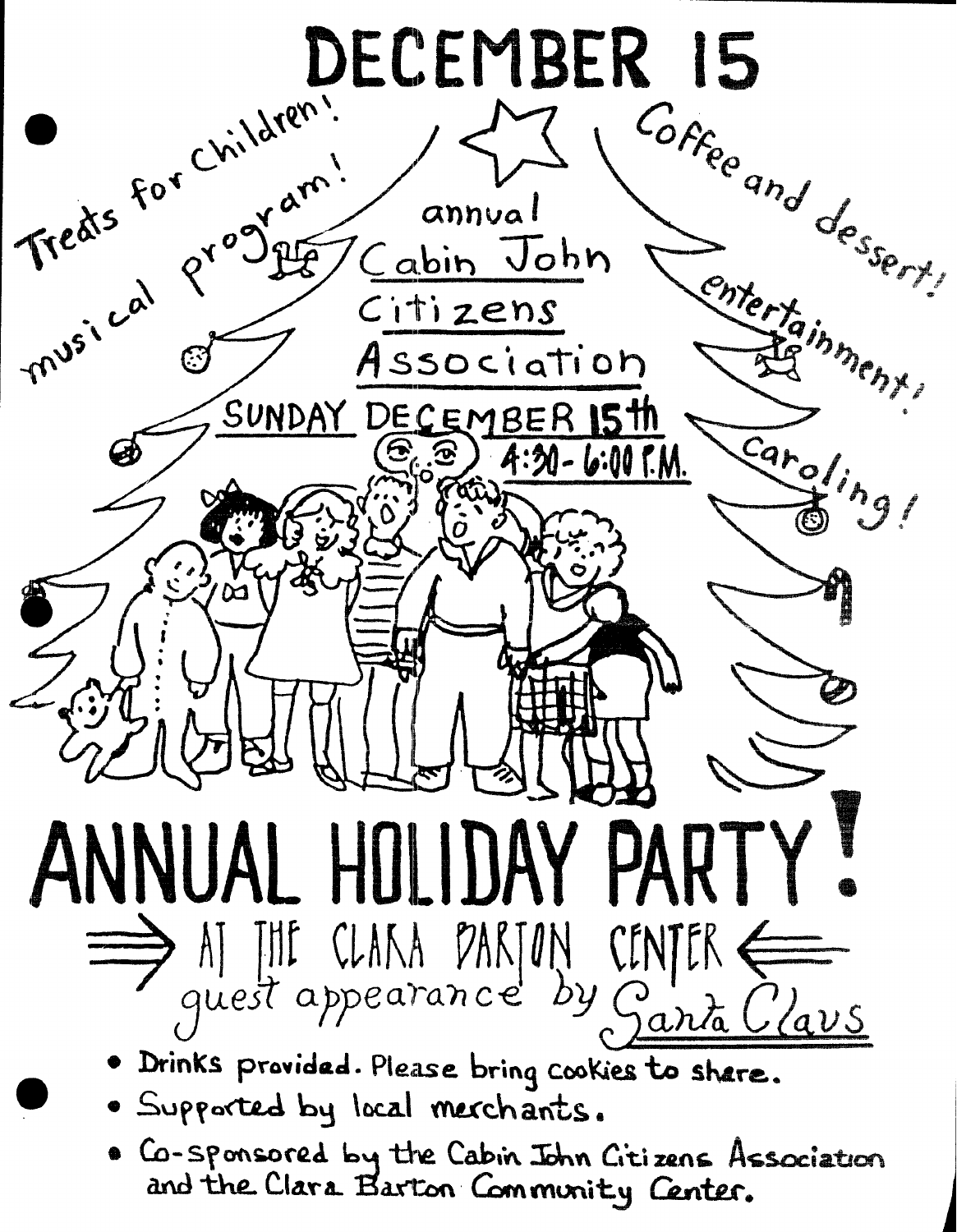# DECEMBER 15

Treats for Children!

musical program!

Coffee and dessert!

entertainment!

annual
Cabin John
Citizens
Association

SUNDAY DECEMBER 15th
4:30 - 6:00 P.M.

Caroling!

# ANNUAL HOLIDAY PARTY!

## ⟹ AT THE CLARA BARTON CENTER ⟸

guest appearance by Santa Claus

- Drinks provided. Please bring cookies to share.
- Supported by local merchants.
- Co-sponsored by the Cabin John Citizens Association and the Clara Barton Community Center.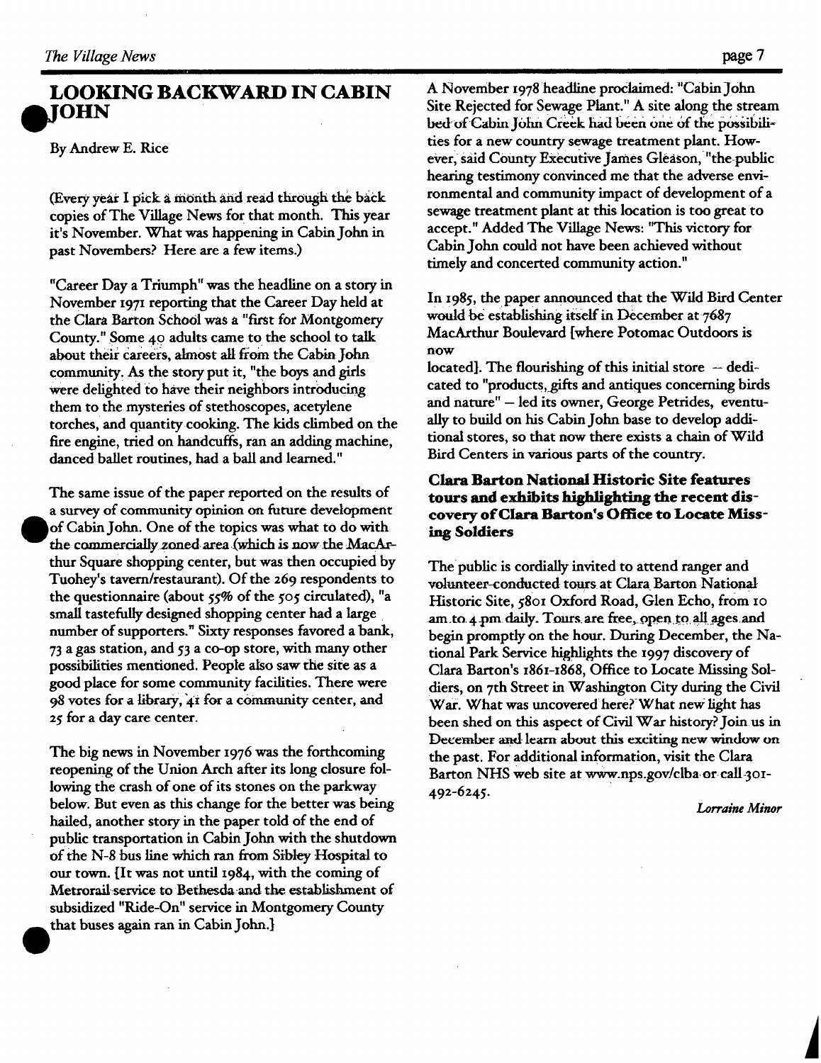## LOOKING BACKWARD IN CABIN JOHN

By Andrew E. Rice

(Every year I pick a month and read through the back copies of The Village News for that month. This year it's November. What was happening in Cabin John in past Novembers? Here are a few items.)

"Career Day a Triumph" was the headline on a story in November 1971 reporting that the Career Day held at the Clara Barton School was a "first for Montgomery County." Some 40 adults came to the school to talk about their careers, almost all from the Cabin John community. As the story put it, "the boys and girls were delighted to have their neighbors introducing them to the mysteries of stethoscopes, acetylene torches, and quantity cooking. The kids climbed on the fire engine, tried on handcuffs, ran an adding machine, danced ballet routines, had a ball and learned."

The same issue of the paper reported on the results of a survey of community opinion on future development of Cabin John. One of the topics was what to do with the commercially zoned area (which is now the MacArthur Square shopping center, but was then occupied by Tuohey's tavern/restaurant). Of the 269 respondents to the questionnaire (about 55% of the 505 circulated), "a small tastefully designed shopping center had a large number of supporters." Sixty responses favored a bank, 73 a gas station, and 53 a co-op store, with many other possibilities mentioned. People also saw the site as a good place for some community facilities. There were 98 votes for a library, 41 for a community center, and 25 for a day care center.

The big news in November 1976 was the forthcoming reopening of the Union Arch after its long closure following the crash of one of its stones on the parkway below. But even as this change for the better was being hailed, another story in the paper told of the end of public transportation in Cabin John with the shutdown of the N-8 bus line which ran from Sibley Hospital to our town. {It was not until 1984, with the coming of Metrorail service to Bethesda and the establishment of subsidized "Ride-On" service in Montgomery County that buses again ran in Cabin John.}

A November 1978 headline proclaimed: "Cabin John Site Rejected for Sewage Plant." A site along the stream bed of Cabin John Creek had been one of the possibilities for a new country sewage treatment plant. However, said County Executive James Gleason, "the public hearing testimony convinced me that the adverse environmental and community impact of development of a sewage treatment plant at this location is too great to accept." Added The Village News: "This victory for Cabin John could not have been achieved without timely and concerted community action."

In 1985, the paper announced that the Wild Bird Center would be establishing itself in December at 7687 MacArthur Boulevard [where Potomac Outdoors is now located]. The flourishing of this initial store -- dedicated to "products, gifts and antiques concerning birds and nature" -- led its owner, George Petrides, eventually to build on his Cabin John base to develop additional stores, so that now there exists a chain of Wild Bird Centers in various parts of the country.

### Clara Barton National Historic Site features tours and exhibits highlighting the recent discovery of Clara Barton's Office to Locate Missing Soldiers

The public is cordially invited to attend ranger and volunteer-conducted tours at Clara Barton National Historic Site, 5801 Oxford Road, Glen Echo, from 10 am to 4 pm daily. Tours are free, open to all ages and begin promptly on the hour. During December, the National Park Service highlights the 1997 discovery of Clara Barton's 1861-1868, Office to Locate Missing Soldiers, on 7th Street in Washington City during the Civil War. What was uncovered here? What new light has been shed on this aspect of Civil War history? Join us in December and learn about this exciting new window on the past. For additional information, visit the Clara Barton NHS web site at www.nps.gov/clba or call 301-492-6245.

*Lorraine Minor*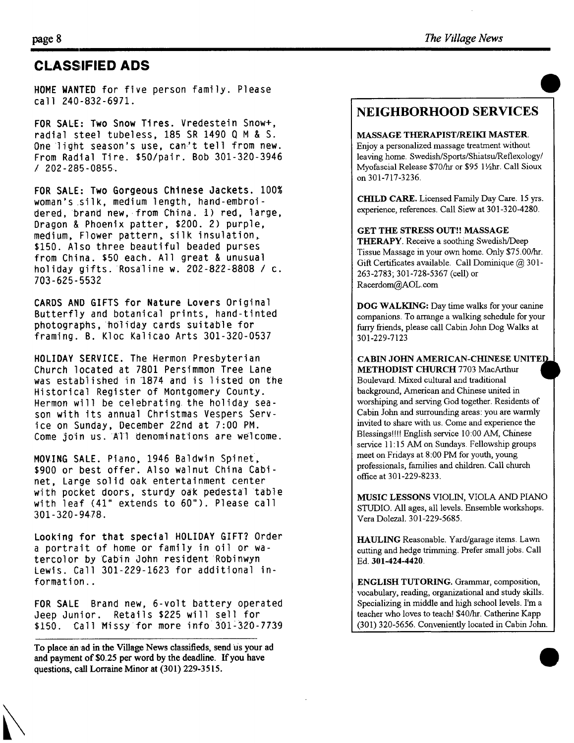## CLASSIFIED ADS

**HOME WANTED** for five person family. Please call 240-832-6971.

**FOR SALE: Two Snow Tires.** Vredestein Snow+, radial steel tubeless, 185 SR 1490 Q M & S. One light season's use, can't tell from new. From Radial Tire. $50/pair. Bob 301-320-3946 / 202-285-0855.

**FOR SALE: Two Gorgeous Chinese Jackets.** 100% woman's silk, medium length, hand-embroidered, brand new, from China. 1) red, large, Dragon & Phoenix patter, $200. 2) purple, medium, Flower pattern, silk insulation, $150. Also three beautiful beaded purses from China. $50 each. All great & unusual holiday gifts. Rosaline w. 202-822-8808 / c. 703-625-5532

**CARDS AND GIFTS for Nature Lovers** Original Butterfly and botanical prints, hand-tinted photographs, holiday cards suitable for framing. B. Kloc Kalicao Arts 301-320-0537

**HOLIDAY SERVICE.** The Hermon Presbyterian Church located at 7801 Persimmon Tree Lane was established in 1874 and is listed on the Historical Register of Montgomery County. Hermon will be celebrating the holiday season with its annual Christmas Vespers Service on Sunday, December 22nd at 7:00 PM. Come join us. All denominations are welcome.

**MOVING SALE.** Piano, 1946 Baldwin Spinet, $900 or best offer. Also walnut China Cabinet, Large solid oak entertainment center with pocket doors, sturdy oak pedestal table with leaf (41" extends to 60"). Please call 301-320-9478.

**Looking for that special HOLIDAY GIFT?** Order a portrait of home or family in oil or watercolor by Cabin John resident Robinwyn Lewis. Call 301-229-1623 for additional information..

**FOR SALE** Brand new, 6-volt battery operated Jeep Junior. Retails $225 will sell for $150. Call Missy for more info 301-320-7739

---

**To place an ad in the Village News classifieds, send us your ad and payment of $0.25 per word by the deadline. If you have questions, call Lorraine Minor at (301) 229-3515.**

## NEIGHBORHOOD SERVICES

**MASSAGE THERAPIST/REIKI MASTER.** Enjoy a personalized massage treatment without leaving home. Swedish/Sports/Shiatsu/Reflexology/ Myofascial Release $70/hr or $95 1½hr. Call Sioux on 301-717-3236.

**CHILD CARE.** Licensed Family Day Care. 15 yrs. experience, references. Call Siew at 301-320-4280.

**GET THE STRESS OUT!! MASSAGE THERAPY.** Receive a soothing Swedish/Deep Tissue Massage in your own home. Only $75.00/hr. Gift Certificates available. Call Dominique @ 301-263-2783; 301-728-5367 (cell) or Racerdom@AOL.com

**DOG WALKING:** Day time walks for your canine companions. To arrange a walking schedule for your furry friends, please call Cabin John Dog Walks at 301-229-7123

**CABIN JOHN AMERICAN-CHINESE UNITED METHODIST CHURCH** 7703 MacArthur Boulevard. Mixed cultural and traditional background, American and Chinese united in worshiping and serving God together. Residents of Cabin John and surrounding areas: you are warmly invited to share with us. Come and experience the Blessings!!!! English service 10:00 AM, Chinese service 11:15 AM on Sundays. Fellowship groups meet on Fridays at 8:00 PM for youth, young professionals, families and children. Call church office at 301-229-8233.

**MUSIC LESSONS** VIOLIN, VIOLA AND PIANO STUDIO. All ages, all levels. Ensemble workshops. Vera Dolezal. 301-229-5685.

**HAULING** Reasonable. Yard/garage items. Lawn cutting and hedge trimming. Prefer small jobs. Call Ed. **301-424-4420**.

**ENGLISH TUTORING.** Grammar, composition, vocabulary, reading, organizational and study skills. Specializing in middle and high school levels. I'm a teacher who loves to teach! $40/hr. Catherine Kapp (301) 320-5656. Conveniently located in Cabin John.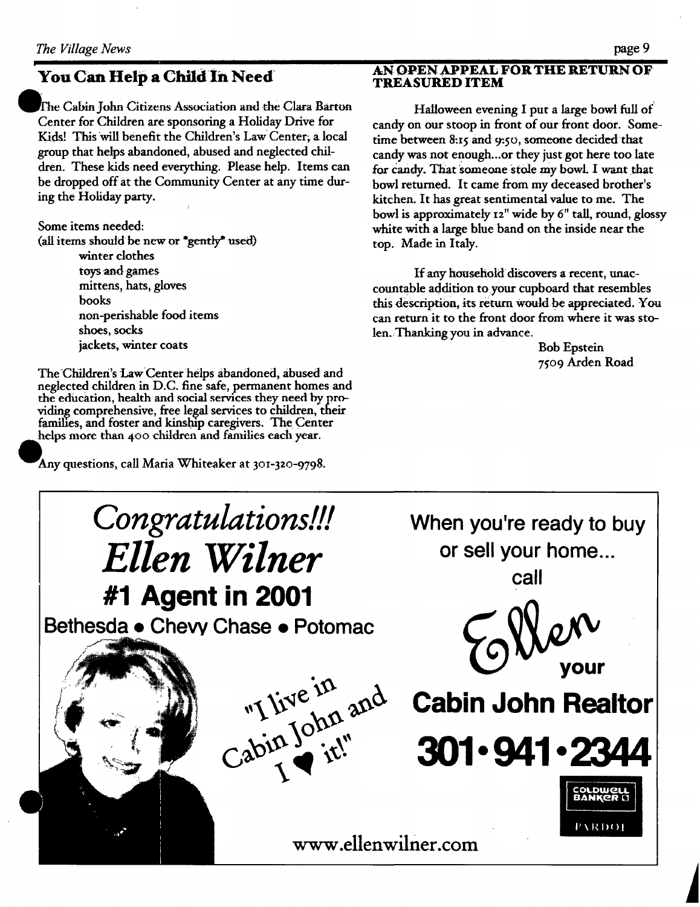## You Can Help a Child In Need

The Cabin John Citizens Association and the Clara Barton Center for Children are sponsoring a Holiday Drive for Kids! This will benefit the Children's Law Center, a local group that helps abandoned, abused and neglected children. These kids need everything. Please help. Items can be dropped off at the Community Center at any time during the Holiday party.

Some items needed:
(all items should be new or *gently* used)

- winter clothes
- toys and games
- mittens, hats, gloves
- books
- non-perishable food items
- shoes, socks
- jackets, winter coats

The Children's Law Center helps abandoned, abused and neglected children in D.C. fine safe, permanent homes and the education, health and social services they need by providing comprehensive, free legal services to children, their families, and foster and kinship caregivers. The Center helps more than 400 children and families each year.

Any questions, call Maria Whiteaker at 301-320-9798.

## AN OPEN APPEAL FOR THE RETURN OF TREASURED ITEM

Halloween evening I put a large bowl full of candy on our stoop in front of our front door. Sometime between 8:15 and 9:50, someone decided that candy was not enough...or they just got here too late for candy. That someone stole my bowl. I want that bowl returned. It came from my deceased brother's kitchen. It has great sentimental value to me. The bowl is approximately 12" wide by 6" tall, round, glossy white with a large blue band on the inside near the top. Made in Italy.

If any household discovers a recent, unaccountable addition to your cupboard that resembles this description, its return would be appreciated. You can return it to the front door from where it was stolen. Thanking you in advance.

Bob Epstein
7509 Arden Road

---

*Congratulations!!!*
*Ellen Wilner*
**#1 Agent in 2001**
Bethesda • Chevy Chase • Potomac

"I live in Cabin John and I ♥ it!"

When you're ready to buy or sell your home... call Ellen your **Cabin John Realtor**

**301•941•2344**

Coldwell Banker Pardoe

www.ellenwilner.com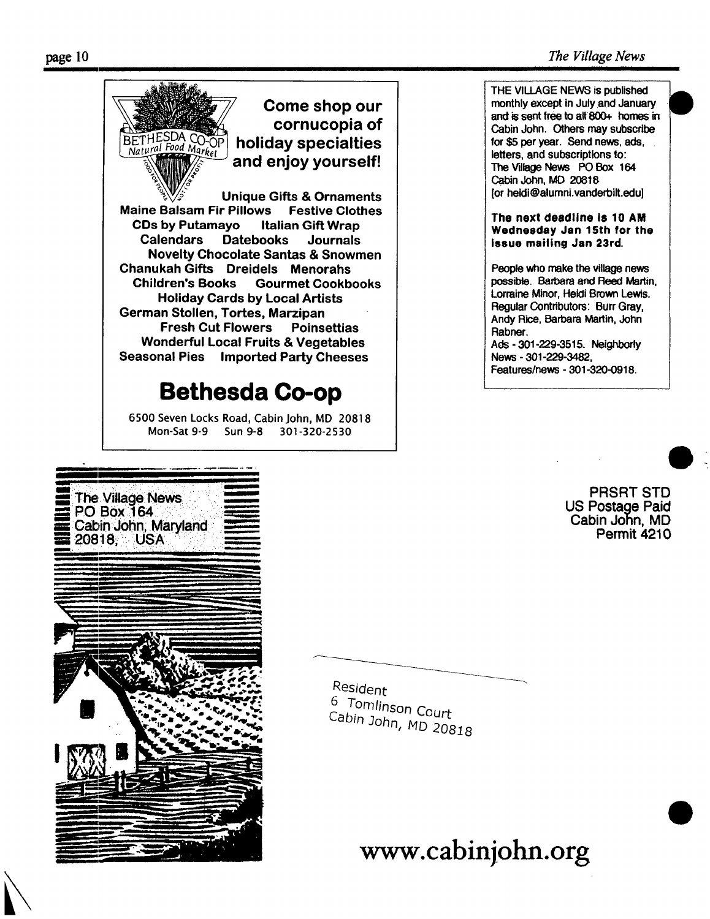**Come shop our cornucopia of holiday specialties and enjoy yourself!**

BETHESDA CO-OP Natural Food Market — FOOD FOR PEOPLE NOT FOR PROFIT

**Unique Gifts & Ornaments**
**Maine Balsam Fir Pillows Festive Clothes**
**CDs by Putamayo Italian Gift Wrap**
**Calendars Datebooks Journals**
**Novelty Chocolate Santas & Snowmen**
**Chanukah Gifts Dreidels Menorahs**
**Children's Books Gourmet Cookbooks**
**Holiday Cards by Local Artists**
**German Stollen, Tortes, Marzipan**
**Fresh Cut Flowers Poinsettias**
**Wonderful Local Fruits & Vegetables**
**Seasonal Pies Imported Party Cheeses**

# Bethesda Co-op

6500 Seven Locks Road, Cabin John, MD 20818
Mon-Sat 9-9 Sun 9-8 301-320-2530

THE VILLAGE NEWS is published monthly except in July and January and is sent free to all 800+ homes in Cabin John. Others may subscribe for $5 per year. Send news, ads, letters, and subscriptions to: The Village News PO Box 164 Cabin John, MD 20818 [or heidi@alumni.vanderbilt.edu]

**The next deadline is 10 AM Wednesday Jan 15th for the issue mailing Jan 23rd.**

People who make the village news possible. Barbara and Reed Martin, Lorraine Minor, Heidi Brown Lewis. Regular Contributors: Burr Gray, Andy Rice, Barbara Martin, John Rabner.
Ads - 301-229-3515. Neighborly News - 301-229-3482, Features/news - 301-320-0918.

The Village News
PO Box 164
Cabin John, Maryland
20818, USA

PRSRT STD
US Postage Paid
Cabin John, MD
Permit 4210

Resident
6 Tomlinson Court
Cabin John, MD 20818

www.cabinjohn.org